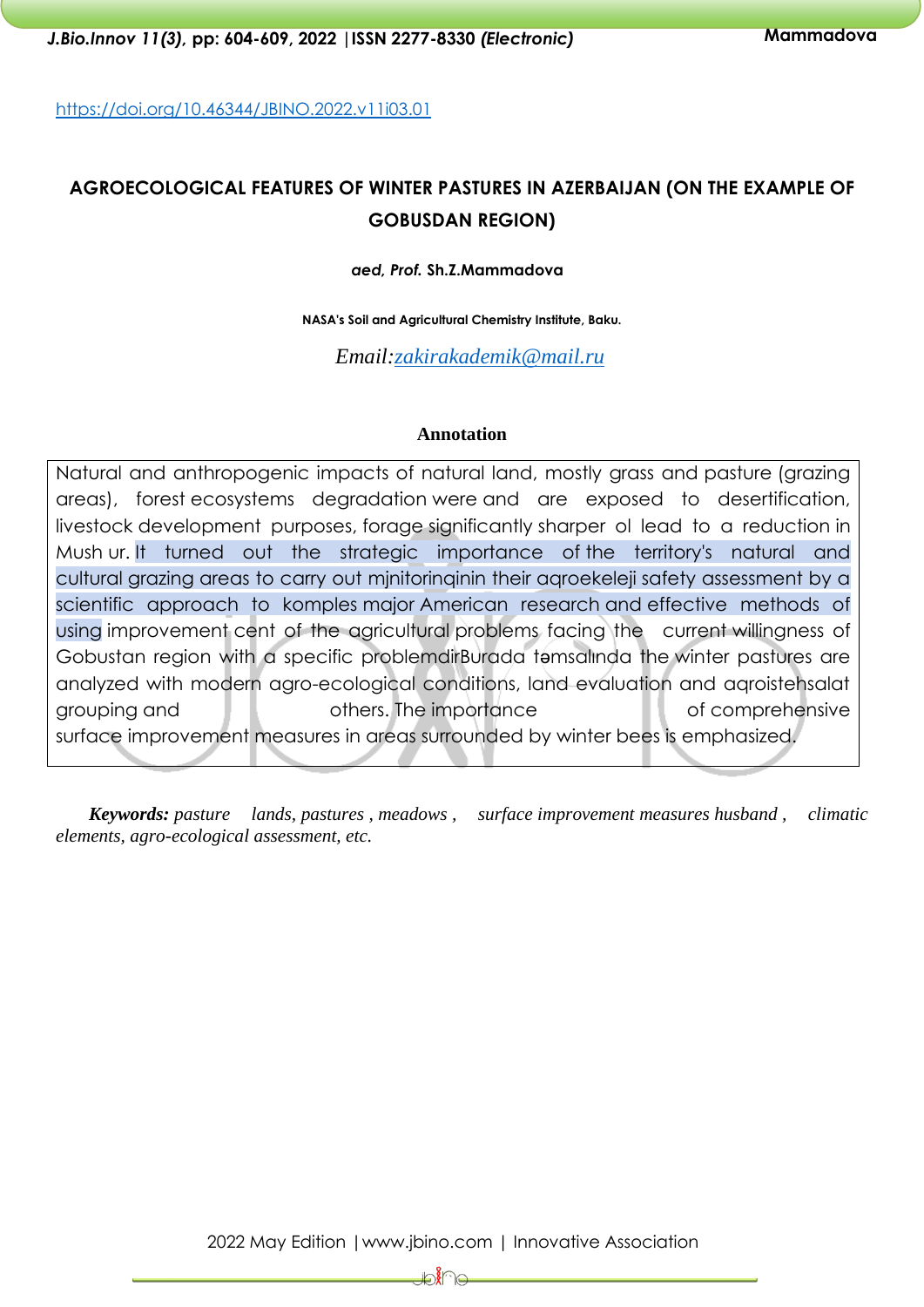https://doi.org/10.46344/JBINO.2022.v11i03.01

# AGROECOLOGICAL FEATURES OF WINTER PASTURES IN AZERBAIJAN (ON THE EXAMPLE OF GOBUSDAN REGION)

***aed, Prof.* Sh.Z.Mammadova**

**NASA's Soil and Agricultural Chemistry Institute, Baku.**

*Email:zakirakademik@mail.ru*

**Annotation**

Natural and anthropogenic impacts of natural land, mostly grass and pasture (grazing areas), forest ecosystems degradation were and are exposed to desertification, livestock development purposes, forage significantly sharper ol lead to a reduction in Mush ur. It turned out the strategic importance of the territory's natural and cultural grazing areas to carry out mjnitorinqinin their aqroekeleji safety assessment by a scientific approach to komples major American research and effective methods of using improvement cent of the agricultural problems facing the current willingness of Gobustan region with a specific problemdirBurada təmsalında the winter pastures are analyzed with modern agro-ecological conditions, land evaluation and aqroistehsalat grouping and others. The importance of comprehensive surface improvement measures in areas surrounded by winter bees is emphasized.

***Keywords:*** *pasture lands, pastures , meadows , surface improvement measures husband , climatic elements, agro-ecological assessment, etc.*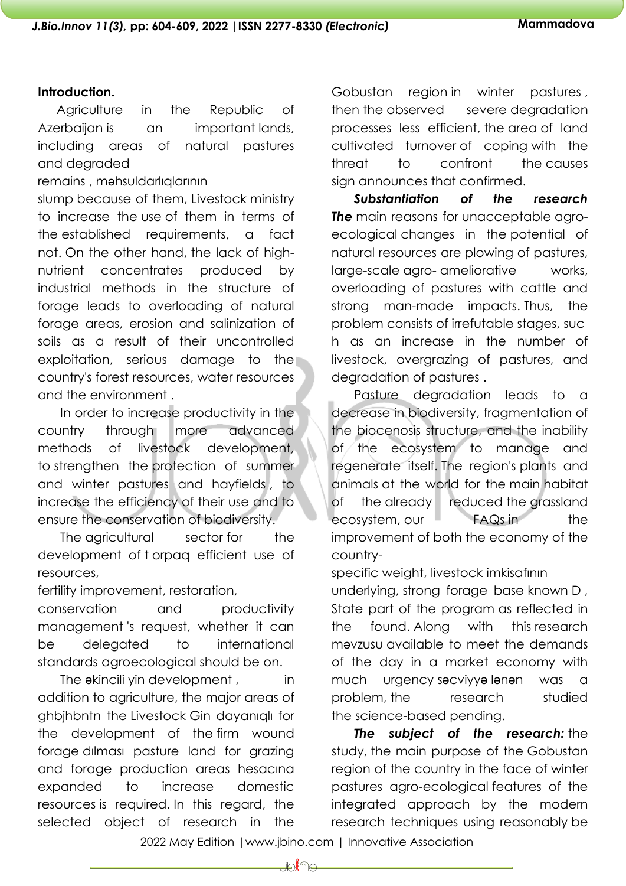**Introduction.**

Agriculture in the Republic of Azerbaijan is an important lands, including areas of natural pastures and degraded remains , məhsuldarlıqlarının slump because of them, Livestock ministry to increase the use of them in terms of the established requirements, a fact not. On the other hand, the lack of high-nutrient concentrates produced by industrial methods in the structure of forage leads to overloading of natural forage areas, erosion and salinization of soils as a result of their uncontrolled exploitation, serious damage to the country's forest resources, water resources and the environment .

In order to increase productivity in the country through more advanced methods of livestock development, to strengthen the protection of summer and winter pastures and hayfields , to increase the efficiency of their use and to ensure the conservation of biodiversity.

The agricultural sector for the development of t orpaq efficient use of resources,
fertility improvement, restoration,
conservation and productivity management 's request, whether it can be delegated to international standards agroecological should be on.

The əkincili yin development , in addition to agriculture, the major areas of ghbjhbntn the Livestock Gin dayanıqlı for the development of the firm wound forage dılması pasture land for grazing and forage production areas hesacına expanded to increase domestic resources is required. In this regard, the selected object of research in the Gobustan region in winter pastures , then the observed severe degradation processes less efficient, the area of land cultivated turnover of coping with the threat to confront the causes sign announces that confirmed.

***Substantiation of the research The*** main reasons for unacceptable agro-ecological changes in the potential of natural resources are plowing of pastures, large-scale agro- ameliorative works, overloading of pastures with cattle and strong man-made impacts. Thus, the problem consists of irrefutable stages, suc h as an increase in the number of livestock, overgrazing of pastures, and degradation of pastures .

Pasture degradation leads to a decrease in biodiversity, fragmentation of the biocenosis structure, and the inability of the ecosystem to manage and regenerate itself. The region's plants and animals at the world for the main habitat of the already reduced the grassland ecosystem, our FAQs in the improvement of both the economy of the country-
specific weight, livestock imkisafının
underlying, strong forage base known D , State part of the program as reflected in the found. Along with this research məvzusu available to meet the demands of the day in a market economy with much urgency səcviyyə lənən was a problem, the research studied the science-based pending.

***The subject of the research:*** the study, the main purpose of the Gobustan region of the country in the face of winter pastures agro-ecological features of the integrated approach by the modern research techniques using reasonably be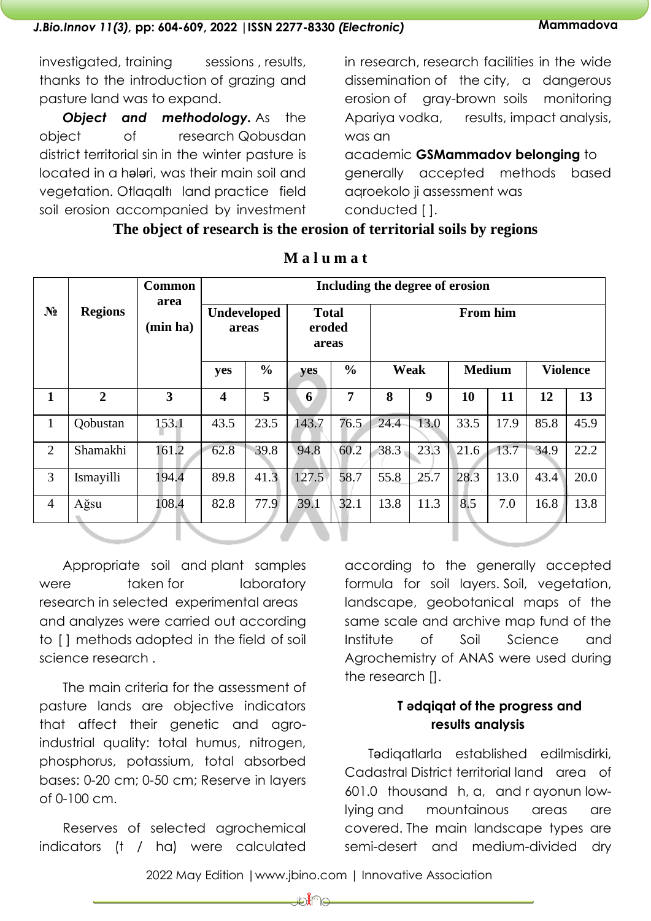investigated, training sessions , results, thanks to the introduction of grazing and pasture land was to expand.

***Object and methodology.*** As the object of research Qobusdan district territorial sin in the winter pasture is located in a hələri, was their main soil and vegetation. Otlaqaltı land practice field soil erosion accompanied by investment in research, research facilities in the wide dissemination of the city, a dangerous erosion of gray-brown soils monitoring Apariya vodka, results, impact analysis, was an academic **GSMammadov belonging** to generally accepted methods based aqroekolo ji assessment was conducted [ ].

**The object of research is the erosion of territorial soils by regions**

**M a l u m a t**

| № | Regions | Common area (min ha) | Including the degree of erosion | | | | | | | | | |
|---|---|---|---|---|---|---|---|---|---|---|---|---|
| | | | Undeveloped areas | | Total eroded areas | | From him | | | | | |
| | | | yes | % | yes | % | Weak | | Medium | | Violence | |
| 1 | 2 | 3 | 4 | 5 | 6 | 7 | 8 | 9 | 10 | 11 | 12 | 13 |
| 1 | Qobustan | 153.1 | 43.5 | 23.5 | 143.7 | 76.5 | 24.4 | 13.0 | 33.5 | 17.9 | 85.8 | 45.9 |
| 2 | Shamakhi | 161.2 | 62.8 | 39.8 | 94.8 | 60.2 | 38.3 | 23.3 | 21.6 | 13.7 | 34.9 | 22.2 |
| 3 | Ismayilli | 194.4 | 89.8 | 41.3 | 127.5 | 58.7 | 55.8 | 25.7 | 28.3 | 13.0 | 43.4 | 20.0 |
| 4 | Ağsu | 108.4 | 82.8 | 77.9 | 39.1 | 32.1 | 13.8 | 11.3 | 8.5 | 7.0 | 16.8 | 13.8 |

Appropriate soil and plant samples were taken for laboratory research in selected experimental areas and analyzes were carried out according to [ ] methods adopted in the field of soil science research .

The main criteria for the assessment of pasture lands are objective indicators that affect their genetic and agro-industrial quality: total humus, nitrogen, phosphorus, potassium, total absorbed bases: 0-20 cm; 0-50 cm; Reserve in layers of 0-100 cm.

Reserves of selected agrochemical indicators (t / ha) were calculated according to the generally accepted formula for soil layers. Soil, vegetation, landscape, geobotanical maps of the same scale and archive map fund of the Institute of Soil Science and Agrochemistry of ANAS were used during the research [].

### T ədqiqat of the progress and results analysis

Tədiqatlarla established edilmisdirki, Cadastral District territorial land area of 601.0 thousand h, a, and r ayonun low-lying and mountainous areas are covered. The main landscape types are semi-desert and medium-divided dry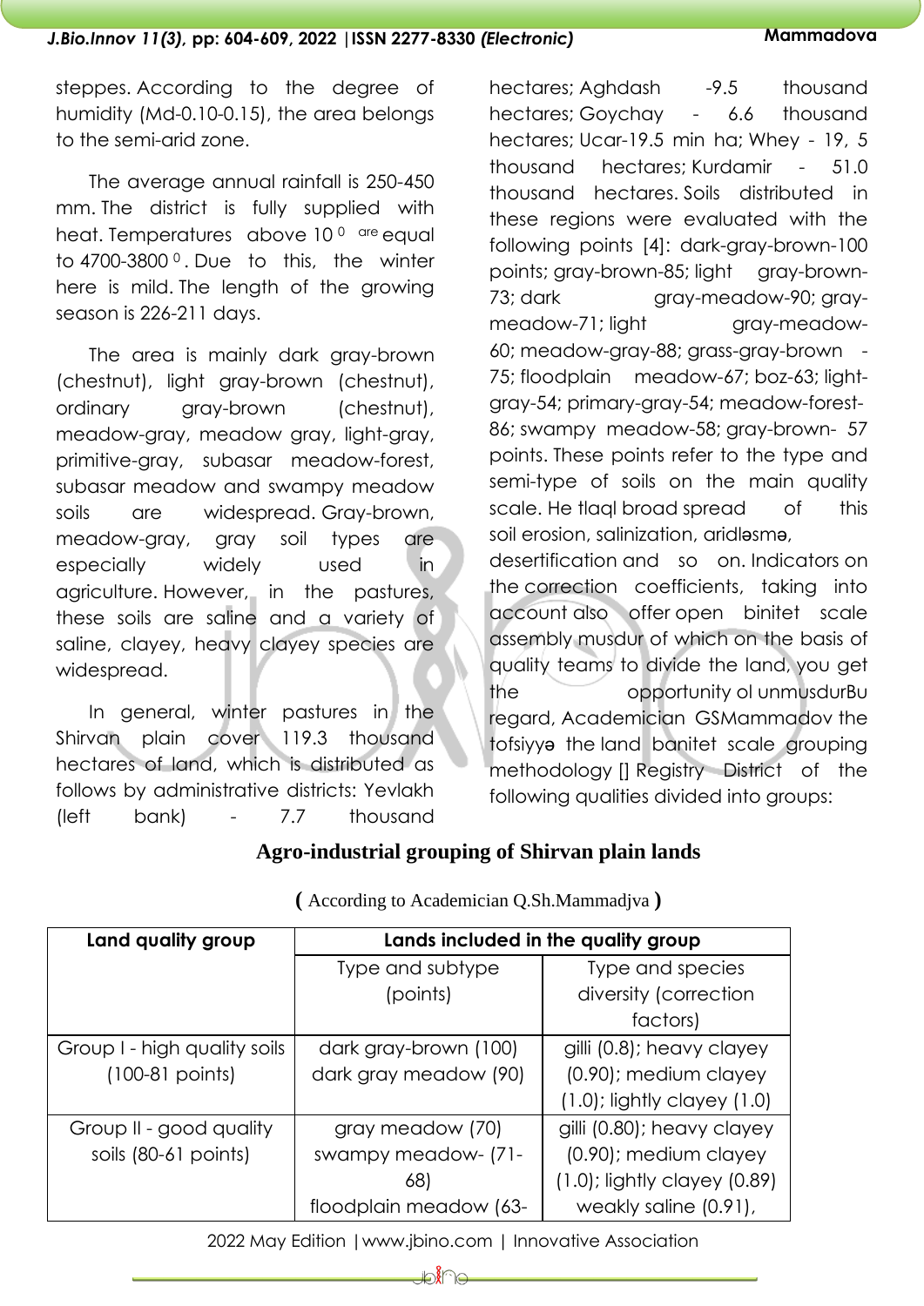steppes. According to the degree of humidity (Md-0.10-0.15), the area belongs to the semi-arid zone.

The average annual rainfall is 250-450 mm. The district is fully supplied with heat. Temperatures above 10 $^{0}$ are equal to 4700-3800 $^{0}$. Due to this, the winter here is mild. The length of the growing season is 226-211 days.

The area is mainly dark gray-brown (chestnut), light gray-brown (chestnut), ordinary gray-brown (chestnut), meadow-gray, meadow gray, light-gray, primitive-gray, subasar meadow-forest, subasar meadow and swampy meadow soils are widespread. Gray-brown, meadow-gray, gray soil types are especially widely used in agriculture. However, in the pastures, these soils are saline and a variety of saline, clayey, heavy clayey species are widespread.

In general, winter pastures in the Shirvan plain cover 119.3 thousand hectares of land, which is distributed as follows by administrative districts: Yevlakh (left bank) - 7.7 thousand hectares; Aghdash -9.5 thousand hectares; Goychay - 6.6 thousand hectares; Ucar-19.5 min ha; Whey - 19, 5 thousand hectares; Kurdamir - 51.0 thousand hectares. Soils distributed in these regions were evaluated with the following points [4]: dark-gray-brown-100 points; gray-brown-85; light gray-brown-73; dark gray-meadow-90; gray-meadow-71; light gray-meadow-60; meadow-gray-88; grass-gray-brown - 75; floodplain meadow-67; boz-63; light-gray-54; primary-gray-54; meadow-forest-86; swampy meadow-58; gray-brown- 57 points. These points refer to the type and semi-type of soils on the main quality scale. He tlaql broad spread of this soil erosion, salinization, aridləsmə, desertification and so on. Indicators on the correction coefficients, taking into account also offer open binitet scale assembly musdur of which on the basis of quality teams to divide the land, you get the opportunity ol unmusdurBu regard, Academician GSMammadov the tofsiyyə the land banitet scale grouping methodology [] Registry District of the following qualities divided into groups:

**Agro-industrial grouping of Shirvan plain lands**

**(** According to Academician Q.Sh.Mammadjva **)**

| Land quality group | Lands included in the quality group | |
|---|---|---|
| | Type and subtype (points) | Type and species diversity (correction factors) |
| Group I - high quality soils (100-81 points) | dark gray-brown (100) dark gray meadow (90) | gilli (0.8); heavy clayey (0.90); medium clayey (1.0); lightly clayey (1.0) |
| Group II - good quality soils (80-61 points) | gray meadow (70) swampy meadow- (71-68) floodplain meadow (63- | gilli (0.80); heavy clayey (0.90); medium clayey (1.0); lightly clayey (0.89) weakly saline (0.91), |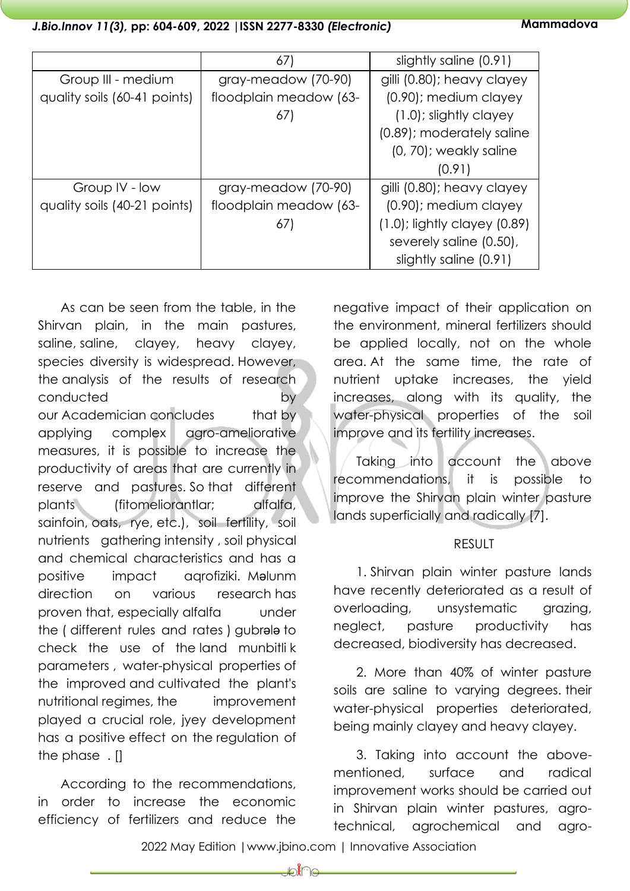| | 67) | slightly saline (0.91) |
|---|---|---|
| Group III - medium quality soils (60-41 points) | gray-meadow (70-90) floodplain meadow (63-67) | gilli (0.80); heavy clayey (0.90); medium clayey (1.0); slightly clayey (0.89); moderately saline (0, 70); weakly saline (0.91) |
| Group IV - low quality soils (40-21 points) | gray-meadow (70-90) floodplain meadow (63-67) | gilli (0.80); heavy clayey (0.90); medium clayey (1.0); lightly clayey (0.89) severely saline (0.50), slightly saline (0.91) |

As can be seen from the table, in the Shirvan plain, in the main pastures, saline, saline, clayey, heavy clayey, species diversity is widespread. However, the analysis of the results of research conducted by our Academician concludes that by applying complex agro-ameliorative measures, it is possible to increase the productivity of areas that are currently in reserve and pastures. So that different plants (fitomeliorantlar; alfalfa, sainfoin, oats, rye, etc.), soil fertility, soil nutrients gathering intensity , soil physical and chemical characteristics and has a positive impact aqrofiziki. Məlunm direction on various research has proven that, especially alfalfa under the ( different rules and rates ) gubrələ to check the use of the land munbitli k parameters , water-physical properties of the improved and cultivated the plant's nutritional regimes, the improvement played a crucial role, jyey development has a positive effect on the regulation of the phase . []

According to the recommendations, in order to increase the economic efficiency of fertilizers and reduce the negative impact of their application on the environment, mineral fertilizers should be applied locally, not on the whole area. At the same time, the rate of nutrient uptake increases, the yield increases, along with its quality, the water-physical properties of the soil improve and its fertility increases.

Taking into account the above recommendations, it is possible to improve the Shirvan plain winter pasture lands superficially and radically [7].

## RESULT

1. Shirvan plain winter pasture lands have recently deteriorated as a result of overloading, unsystematic grazing, neglect, pasture productivity has decreased, biodiversity has decreased.

2. More than 40% of winter pasture soils are saline to varying degrees. their water-physical properties deteriorated, being mainly clayey and heavy clayey.

3. Taking into account the above-mentioned, surface and radical improvement works should be carried out in Shirvan plain winter pastures, agro-technical, agrochemical and agro-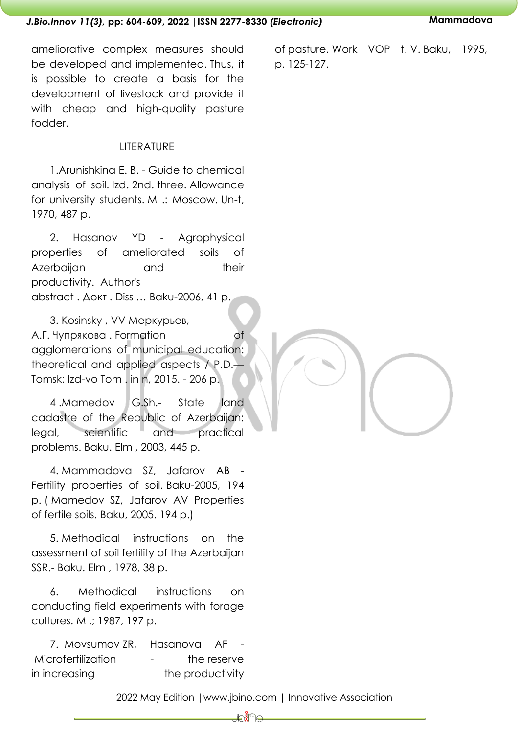ameliorative complex measures should be developed and implemented. Thus, it is possible to create a basis for the development of livestock and provide it with cheap and high-quality pasture fodder.

LITERATURE

1.Arunishkina E. B. - Guide to chemical analysis of soil. Izd. 2nd. three. Allowance for university students. M .: Moscow. Un-t, 1970, 487 p.

2. Hasanov YD - Agrophysical properties of ameliorated soils of Azerbaijan and their productivity. Author's abstract . Докт . Diss … Baku-2006, 41 p.

3. Kosinsky , VV Меркурьев, А.Г. Чупрякова . Formation of agglomerations of municipal education: theoretical and applied aspects / P.D.— Tomsk: Izd-vo Tom . in n, 2015. - 206 p.

4 .Mamedov G.Sh.- State land cadastre of the Republic of Azerbaijan: legal, scientific and practical problems. Baku. Elm , 2003, 445 p.

4. Mammadova SZ, Jafarov AB - Fertility properties of soil. Baku-2005, 194 p. ( Mamedov SZ, Jafarov AV Properties of fertile soils. Baku, 2005. 194 p.)

5. Methodical instructions on the assessment of soil fertility of the Azerbaijan SSR.- Baku. Elm , 1978, 38 p.

6. Methodical instructions on conducting field experiments with forage cultures. M .; 1987, 197 p.

7. Movsumov ZR, Hasanova AF - Microfertilization - the reserve in increasing the productivity of pasture. Work VOP t. V. Baku, 1995, p. 125-127.